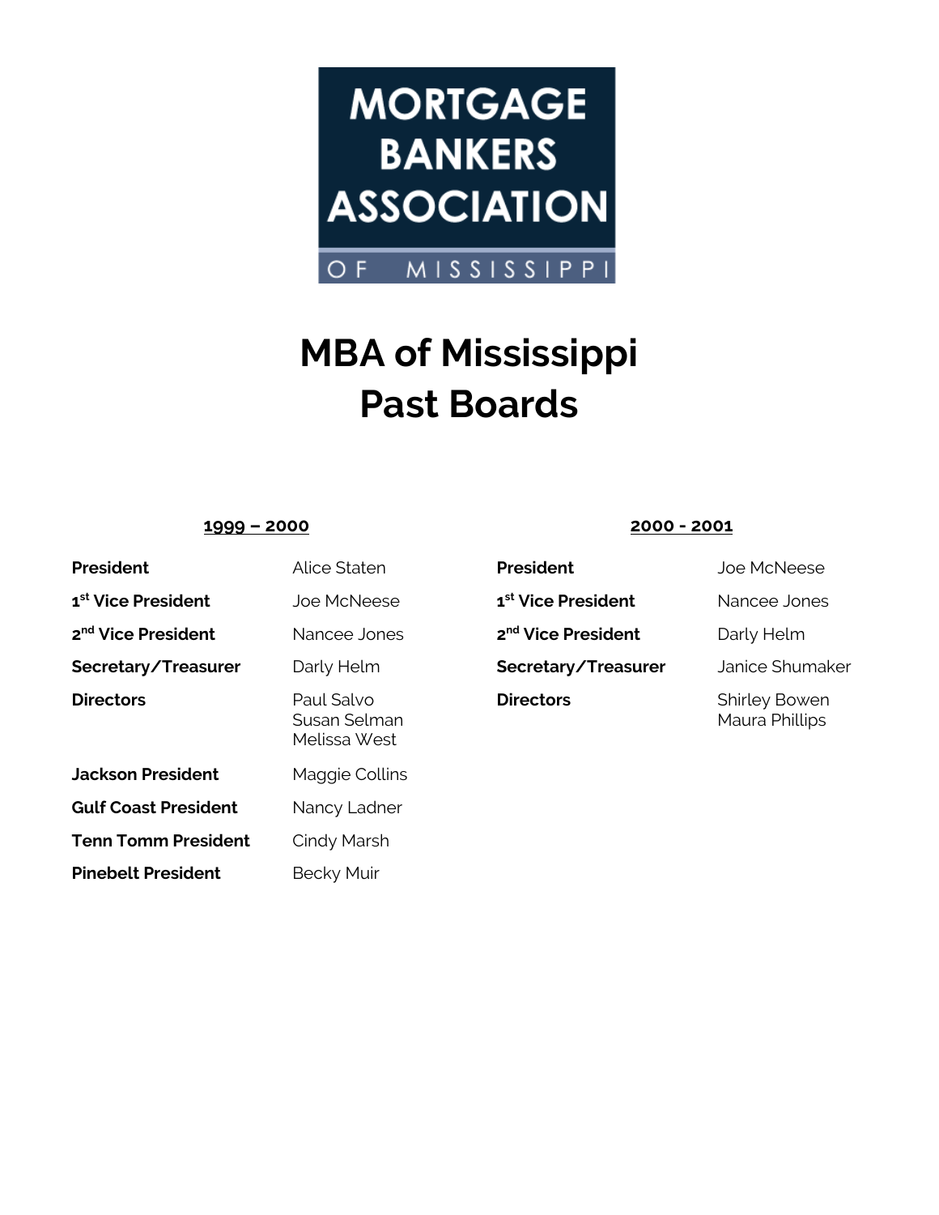MORTGAGE BANKERS ASSOCIATION OF MISSISSIPPI

# MBA of Mississippi Past Boards

## 1999 – 2000

| | |
|---|---|
| **President** | Alice Staten |
| **1st Vice President** | Joe McNeese |
| **2nd Vice President** | Nancee Jones |
| **Secretary/Treasurer** | Darly Helm |
| **Directors** | Paul Salvo<br>Susan Selman<br>Melissa West |
| **Jackson President** | Maggie Collins |
| **Gulf Coast President** | Nancy Ladner |
| **Tenn Tomm President** | Cindy Marsh |
| **Pinebelt President** | Becky Muir |

## 2000 - 2001

| | |
|---|---|
| **President** | Joe McNeese |
| **1st Vice President** | Nancee Jones |
| **2nd Vice President** | Darly Helm |
| **Secretary/Treasurer** | Janice Shumaker |
| **Directors** | Shirley Bowen<br>Maura Phillips |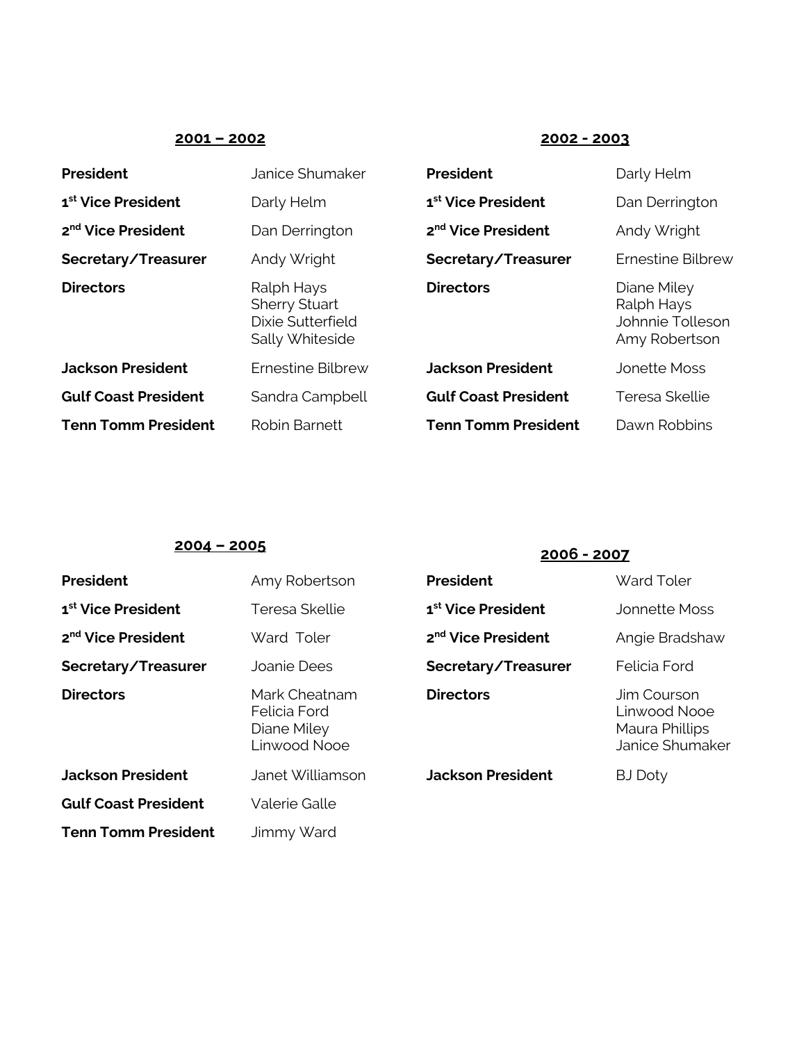### 2001 – 2002

| | |
|---|---|
| **President** | Janice Shumaker |
| **1st Vice President** | Darly Helm |
| **2nd Vice President** | Dan Derrington |
| **Secretary/Treasurer** | Andy Wright |
| **Directors** | Ralph Hays<br>Sherry Stuart<br>Dixie Sutterfield<br>Sally Whiteside |
| **Jackson President** | Ernestine Bilbrew |
| **Gulf Coast President** | Sandra Campbell |
| **Tenn Tomm President** | Robin Barnett |

### 2002 - 2003

| | |
|---|---|
| **President** | Darly Helm |
| **1st Vice President** | Dan Derrington |
| **2nd Vice President** | Andy Wright |
| **Secretary/Treasurer** | Ernestine Bilbrew |
| **Directors** | Diane Miley<br>Ralph Hays<br>Johnnie Tolleson<br>Amy Robertson |
| **Jackson President** | Jonette Moss |
| **Gulf Coast President** | Teresa Skellie |
| **Tenn Tomm President** | Dawn Robbins |

### 2004 – 2005

| | |
|---|---|
| **President** | Amy Robertson |
| **1st Vice President** | Teresa Skellie |
| **2nd Vice President** | Ward Toler |
| **Secretary/Treasurer** | Joanie Dees |
| **Directors** | Mark Cheatnam<br>Felicia Ford<br>Diane Miley<br>Linwood Nooe |
| **Jackson President** | Janet Williamson |
| **Gulf Coast President** | Valerie Galle |
| **Tenn Tomm President** | Jimmy Ward |

### 2006 - 2007

| | |
|---|---|
| **President** | Ward Toler |
| **1st Vice President** | Jonnette Moss |
| **2nd Vice President** | Angie Bradshaw |
| **Secretary/Treasurer** | Felicia Ford |
| **Directors** | Jim Courson<br>Linwood Nooe<br>Maura Phillips<br>Janice Shumaker |
| **Jackson President** | BJ Doty |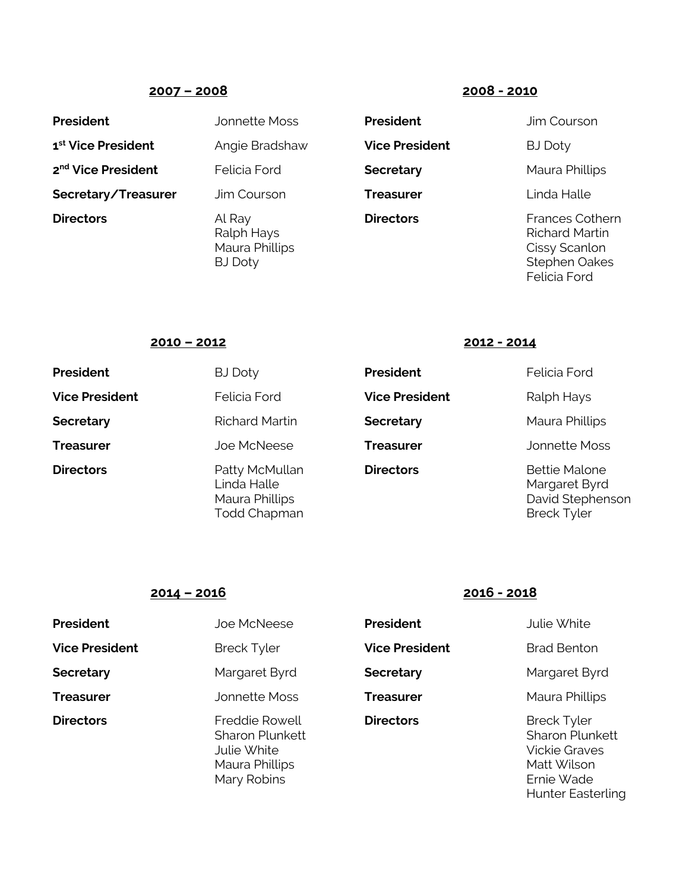**2007 – 2008**

| | |
|---|---|
| **President** | Jonnette Moss |
| **1st Vice President** | Angie Bradshaw |
| **2nd Vice President** | Felicia Ford |
| **Secretary/Treasurer** | Jim Courson |
| **Directors** | Al Ray<br>Ralph Hays<br>Maura Phillips<br>BJ Doty |

**2008 - 2010**

| | |
|---|---|
| **President** | Jim Courson |
| **Vice President** | BJ Doty |
| **Secretary** | Maura Phillips |
| **Treasurer** | Linda Halle |
| **Directors** | Frances Cothern<br>Richard Martin<br>Cissy Scanlon<br>Stephen Oakes<br>Felicia Ford |

**2010 – 2012**

| | |
|---|---|
| **President** | BJ Doty |
| **Vice President** | Felicia Ford |
| **Secretary** | Richard Martin |
| **Treasurer** | Joe McNeese |
| **Directors** | Patty McMullan<br>Linda Halle<br>Maura Phillips<br>Todd Chapman |

**2012 - 2014**

| | |
|---|---|
| **President** | Felicia Ford |
| **Vice President** | Ralph Hays |
| **Secretary** | Maura Phillips |
| **Treasurer** | Jonnette Moss |
| **Directors** | Bettie Malone<br>Margaret Byrd<br>David Stephenson<br>Breck Tyler |

**2014 – 2016**

| | |
|---|---|
| **President** | Joe McNeese |
| **Vice President** | Breck Tyler |
| **Secretary** | Margaret Byrd |
| **Treasurer** | Jonnette Moss |
| **Directors** | Freddie Rowell<br>Sharon Plunkett<br>Julie White<br>Maura Phillips<br>Mary Robins |

**2016 - 2018**

| | |
|---|---|
| **President** | Julie White |
| **Vice President** | Brad Benton |
| **Secretary** | Margaret Byrd |
| **Treasurer** | Maura Phillips |
| **Directors** | Breck Tyler<br>Sharon Plunkett<br>Vickie Graves<br>Matt Wilson<br>Ernie Wade<br>Hunter Easterling |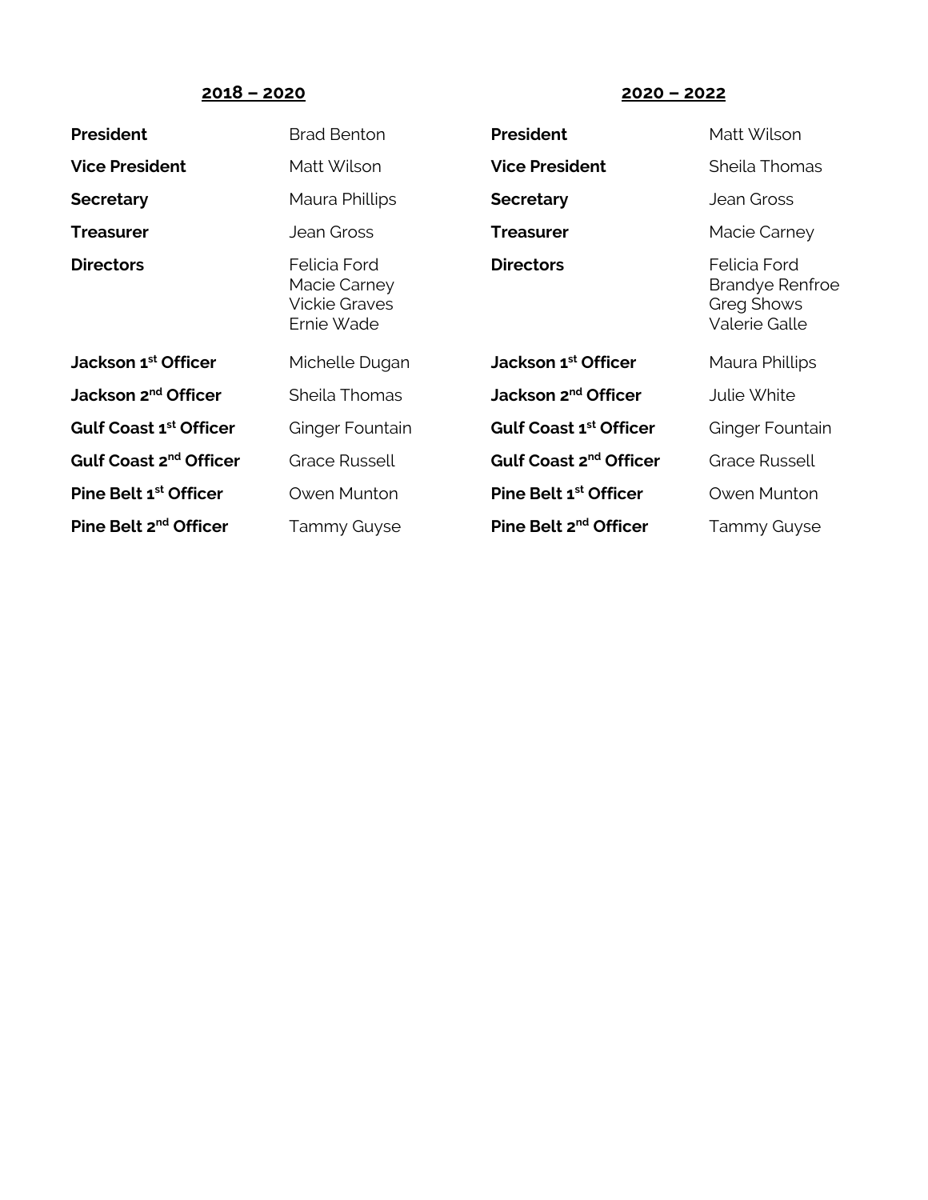**2018 – 2020**

| | |
|---|---|
| **President** | Brad Benton |
| **Vice President** | Matt Wilson |
| **Secretary** | Maura Phillips |
| **Treasurer** | Jean Gross |
| **Directors** | Felicia Ford<br>Macie Carney<br>Vickie Graves<br>Ernie Wade |
| **Jackson 1st Officer** | Michelle Dugan |
| **Jackson 2nd Officer** | Sheila Thomas |
| **Gulf Coast 1st Officer** | Ginger Fountain |
| **Gulf Coast 2nd Officer** | Grace Russell |
| **Pine Belt 1st Officer** | Owen Munton |
| **Pine Belt 2nd Officer** | Tammy Guyse |

**2020 – 2022**

| | |
|---|---|
| **President** | Matt Wilson |
| **Vice President** | Sheila Thomas |
| **Secretary** | Jean Gross |
| **Treasurer** | Macie Carney |
| **Directors** | Felicia Ford<br>Brandye Renfroe<br>Greg Shows<br>Valerie Galle |
| **Jackson 1st Officer** | Maura Phillips |
| **Jackson 2nd Officer** | Julie White |
| **Gulf Coast 1st Officer** | Ginger Fountain |
| **Gulf Coast 2nd Officer** | Grace Russell |
| **Pine Belt 1st Officer** | Owen Munton |
| **Pine Belt 2nd Officer** | Tammy Guyse |